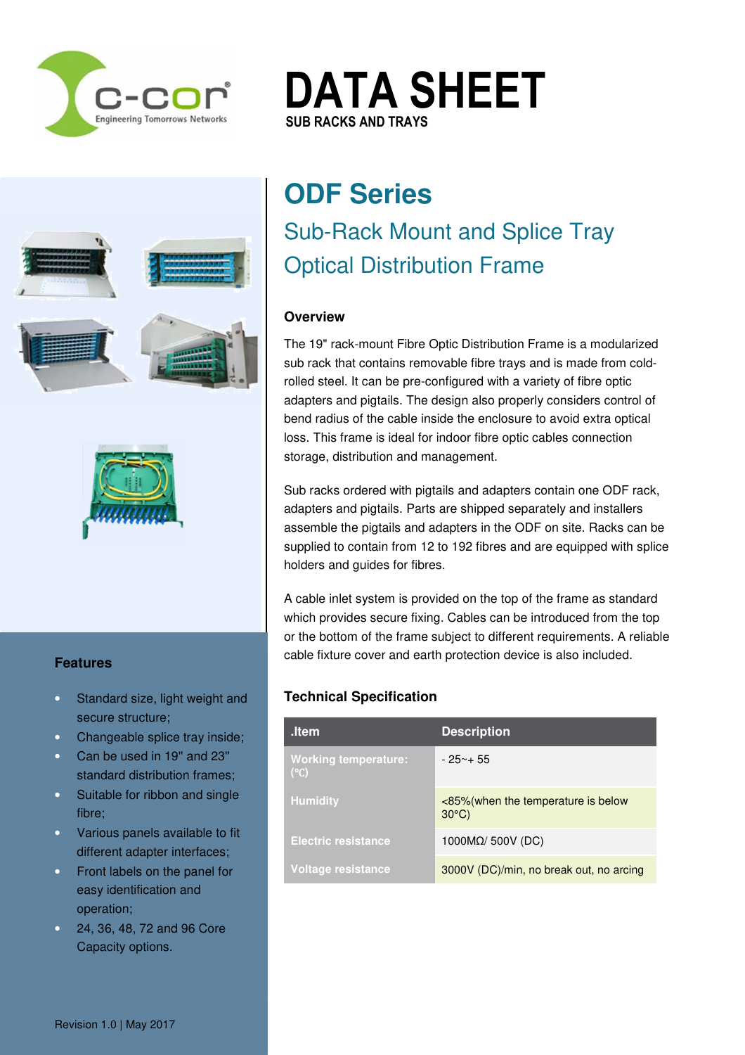# DATA SHEET

SUB RACKS AND TRAYS

## ODF Series

### Sub-Rack Mount and Splice Tray Optical Distribution Frame

#### Overview

The 19" rack-mount Fibre Optic Distribution Frame is a modularized sub rack that contains removable fibre trays and is made from cold-rolled steel. It can be pre-configured with a variety of fibre optic adapters and pigtails. The design also properly considers control of bend radius of the cable inside the enclosure to avoid extra optical loss. This frame is ideal for indoor fibre optic cables connection storage, distribution and management.

Sub racks ordered with pigtails and adapters contain one ODF rack, adapters and pigtails. Parts are shipped separately and installers assemble the pigtails and adapters in the ODF on site. Racks can be supplied to contain from 12 to 192 fibres and are equipped with splice holders and guides for fibres.

A cable inlet system is provided on the top of the frame as standard which provides secure fixing. Cables can be introduced from the top or the bottom of the frame subject to different requirements. A reliable cable fixture cover and earth protection device is also included.

#### Technical Specification

| .Item | Description |
|---|---|
| Working temperature: (°C) | - 25~+ 55 |
| Humidity | <85%(when the temperature is below 30°C) |
| Electric resistance | 1000MΩ/ 500V (DC) |
| Voltage resistance | 3000V (DC)/min, no break out, no arcing |

#### Features

- Standard size, light weight and secure structure;
- Changeable splice tray inside;
- Can be used in 19" and 23" standard distribution frames;
- Suitable for ribbon and single fibre;
- Various panels available to fit different adapter interfaces;
- Front labels on the panel for easy identification and operation;
- 24, 36, 48, 72 and 96 Core Capacity options.

Revision 1.0 | May 2017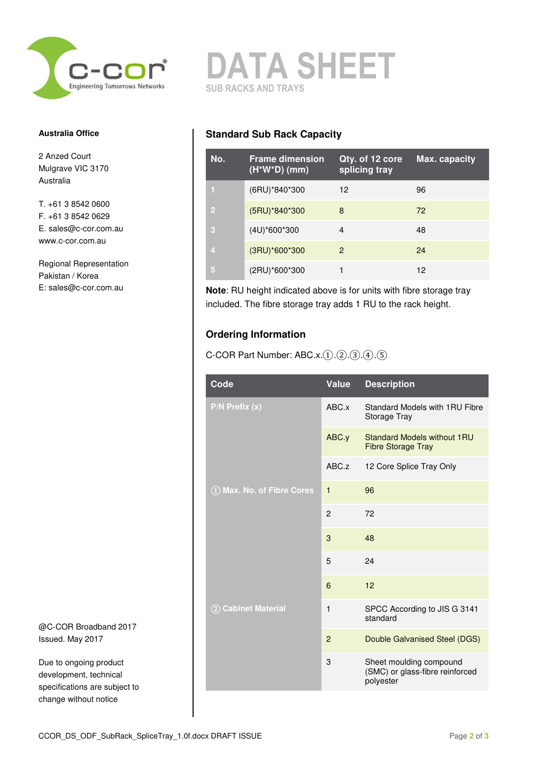# DATA SHEET

SUB RACKS AND TRAYS

**Australia Office**

2 Anzed Court
Mulgrave VIC 3170
Australia

T. +61 3 8542 0600
F. +61 3 8542 0629
E. sales@c-cor.com.au
www.c-cor.com.au

Regional Representation
Pakistan / Korea
E: sales@c-cor.com.au

## Standard Sub Rack Capacity

| No. | Frame dimension (H*W*D) (mm) | Qty. of 12 core splicing tray | Max. capacity |
|---|---|---|---|
| 1 | (6RU)*840*300 | 12 | 96 |
| 2 | (5RU)*840*300 | 8 | 72 |
| 3 | (4U)*600*300 | 4 | 48 |
| 4 | (3RU)*600*300 | 2 | 24 |
| 5 | (2RU)*600*300 | 1 | 12 |

**Note**: RU height indicated above is for units with fibre storage tray included. The fibre storage tray adds 1 RU to the rack height.

## Ordering Information

C-COR Part Number: ABC.x.①.②.③.④.⑤

| Code | Value | Description |
|---|---|---|
| P/N Prefix (x) | ABC.x | Standard Models with 1RU Fibre Storage Tray |
| | ABC.y | Standard Models without 1RU Fibre Storage Tray |
| | ABC.z | 12 Core Splice Tray Only |
| ① Max. No. of Fibre Cores | 1 | 96 |
| | 2 | 72 |
| | 3 | 48 |
| | 5 | 24 |
| | 6 | 12 |
| ② Cabinet Material | 1 | SPCC According to JIS G 3141 standard |
| | 2 | Double Galvanised Steel (DGS) |
| | 3 | Sheet moulding compound (SMC) or glass-fibre reinforced polyester |

@C-COR Broadband 2017
Issued. May 2017

Due to ongoing product development, technical specifications are subject to change without notice

CCOR_DS_ODF_SubRack_SpliceTray_1.0f.docx DRAFT ISSUE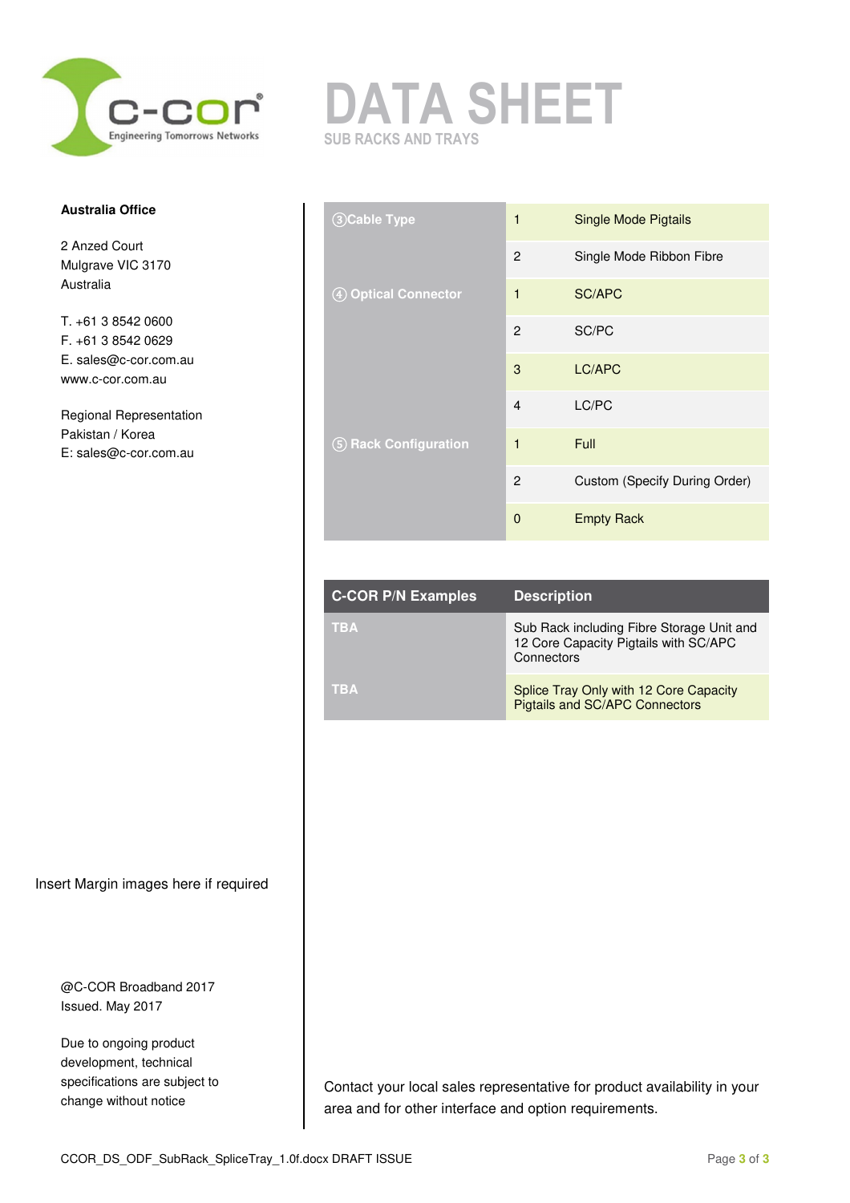# DATA SHEET

SUB RACKS AND TRAYS

**Australia Office**

2 Anzed Court
Mulgrave VIC 3170
Australia

T. +61 3 8542 0600
F. +61 3 8542 0629
E. sales@c-cor.com.au
www.c-cor.com.au

Regional Representation
Pakistan / Korea
E: sales@c-cor.com.au

| | | |
|---|---|---|
| ③Cable Type | 1 | Single Mode Pigtails |
| | 2 | Single Mode Ribbon Fibre |
| ④ Optical Connector | 1 | SC/APC |
| | 2 | SC/PC |
| | 3 | LC/APC |
| | 4 | LC/PC |
| ⑤ Rack Configuration | 1 | Full |
| | 2 | Custom (Specify During Order) |
| | 0 | Empty Rack |

| C-COR P/N Examples | Description |
|---|---|
| TBA | Sub Rack including Fibre Storage Unit and 12 Core Capacity Pigtails with SC/APC Connectors |
| TBA | Splice Tray Only with 12 Core Capacity Pigtails and SC/APC Connectors |

Insert Margin images here if required

@C-COR Broadband 2017
Issued. May 2017

Due to ongoing product development, technical specifications are subject to change without notice

Contact your local sales representative for product availability in your area and for other interface and option requirements.

CCOR_DS_ODF_SubRack_SpliceTray_1.0f.docx DRAFT ISSUE